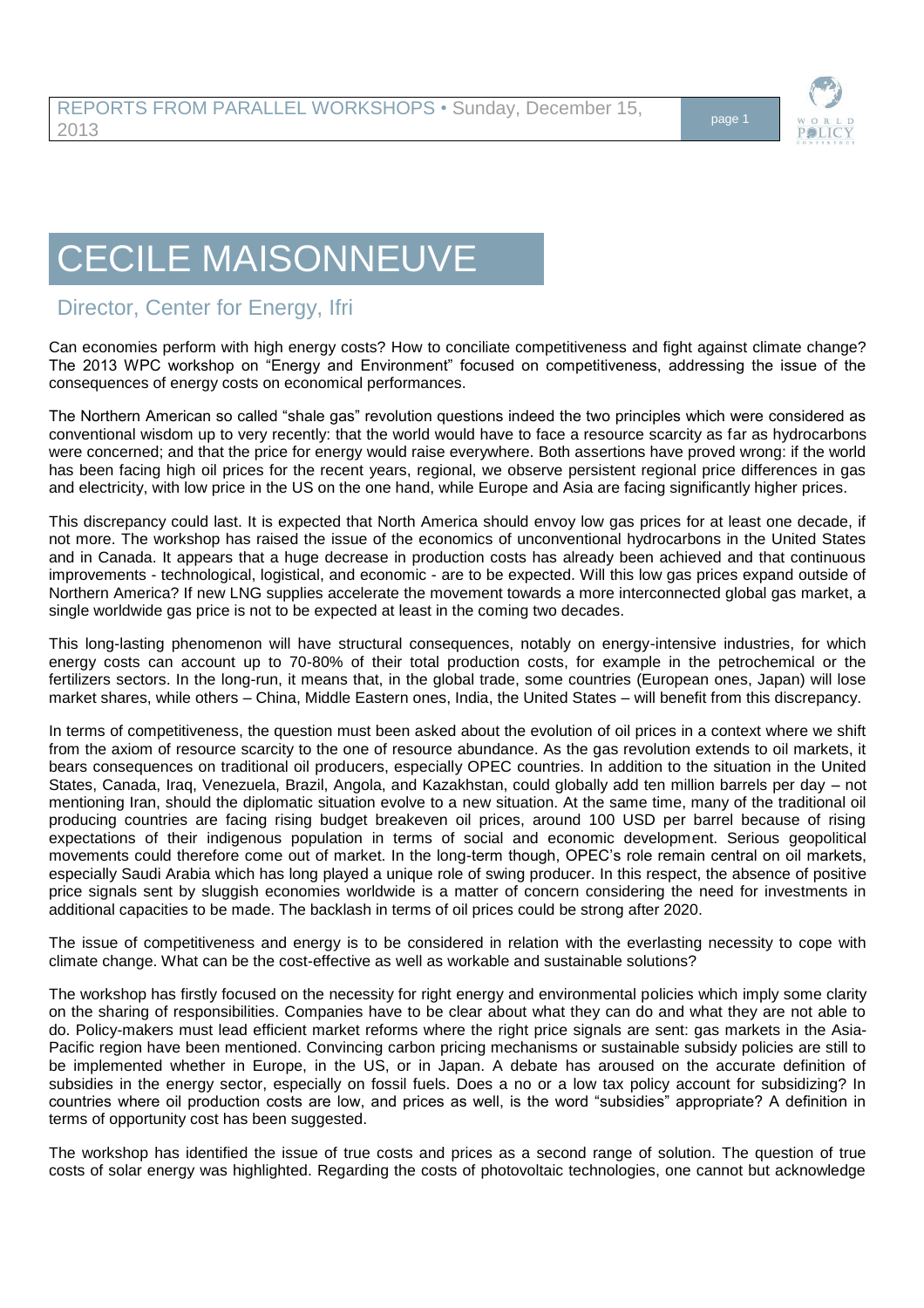# CECILE MAISONNEUVE

## Director, Center for Energy, Ifri

Can economies perform with high energy costs? How to conciliate competitiveness and fight against climate change? The 2013 WPC workshop on "Energy and Environment" focused on competitiveness, addressing the issue of the consequences of energy costs on economical performances.

The Northern American so called "shale gas" revolution questions indeed the two principles which were considered as conventional wisdom up to very recently: that the world would have to face a resource scarcity as far as hydrocarbons were concerned; and that the price for energy would raise everywhere. Both assertions have proved wrong: if the world has been facing high oil prices for the recent years, regional, we observe persistent regional price differences in gas and electricity, with low price in the US on the one hand, while Europe and Asia are facing significantly higher prices.

This discrepancy could last. It is expected that North America should envoy low gas prices for at least one decade, if not more. The workshop has raised the issue of the economics of unconventional hydrocarbons in the United States and in Canada. It appears that a huge decrease in production costs has already been achieved and that continuous improvements - technological, logistical, and economic - are to be expected. Will this low gas prices expand outside of Northern America? If new LNG supplies accelerate the movement towards a more interconnected global gas market, a single worldwide gas price is not to be expected at least in the coming two decades.

This long-lasting phenomenon will have structural consequences, notably on energy-intensive industries, for which energy costs can account up to 70-80% of their total production costs, for example in the petrochemical or the fertilizers sectors. In the long-run, it means that, in the global trade, some countries (European ones, Japan) will lose market shares, while others – China, Middle Eastern ones, India, the United States – will benefit from this discrepancy.

In terms of competitiveness, the question must been asked about the evolution of oil prices in a context where we shift from the axiom of resource scarcity to the one of resource abundance. As the gas revolution extends to oil markets, it bears consequences on traditional oil producers, especially OPEC countries. In addition to the situation in the United States, Canada, Iraq, Venezuela, Brazil, Angola, and Kazakhstan, could globally add ten million barrels per day – not mentioning Iran, should the diplomatic situation evolve to a new situation. At the same time, many of the traditional oil producing countries are facing rising budget breakeven oil prices, around 100 USD per barrel because of rising expectations of their indigenous population in terms of social and economic development. Serious geopolitical movements could therefore come out of market. In the long-term though, OPEC's role remain central on oil markets, especially Saudi Arabia which has long played a unique role of swing producer. In this respect, the absence of positive price signals sent by sluggish economies worldwide is a matter of concern considering the need for investments in additional capacities to be made. The backlash in terms of oil prices could be strong after 2020.

The issue of competitiveness and energy is to be considered in relation with the everlasting necessity to cope with climate change. What can be the cost-effective as well as workable and sustainable solutions?

The workshop has firstly focused on the necessity for right energy and environmental policies which imply some clarity on the sharing of responsibilities. Companies have to be clear about what they can do and what they are not able to do. Policy-makers must lead efficient market reforms where the right price signals are sent: gas markets in the Asia-Pacific region have been mentioned. Convincing carbon pricing mechanisms or sustainable subsidy policies are still to be implemented whether in Europe, in the US, or in Japan. A debate has aroused on the accurate definition of subsidies in the energy sector, especially on fossil fuels. Does a no or a low tax policy account for subsidizing? In countries where oil production costs are low, and prices as well, is the word "subsidies" appropriate? A definition in terms of opportunity cost has been suggested.

The workshop has identified the issue of true costs and prices as a second range of solution. The question of true costs of solar energy was highlighted. Regarding the costs of photovoltaic technologies, one cannot but acknowledge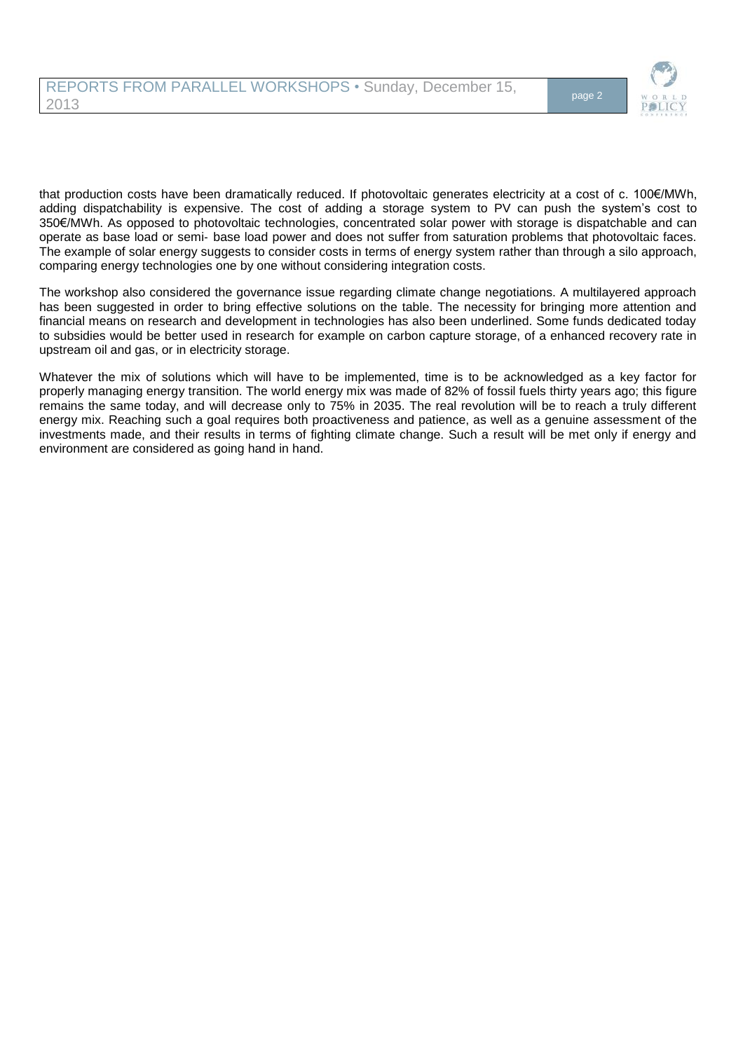that production costs have been dramatically reduced. If photovoltaic generates electricity at a cost of c. 100€/MWh, adding dispatchability is expensive. The cost of adding a storage system to PV can push the system's cost to 350€/MWh. As opposed to photovoltaic technologies, concentrated solar power with storage is dispatchable and can operate as base load or semi- base load power and does not suffer from saturation problems that photovoltaic faces. The example of solar energy suggests to consider costs in terms of energy system rather than through a silo approach, comparing energy technologies one by one without considering integration costs.

The workshop also considered the governance issue regarding climate change negotiations. A multilayered approach has been suggested in order to bring effective solutions on the table. The necessity for bringing more attention and financial means on research and development in technologies has also been underlined. Some funds dedicated today to subsidies would be better used in research for example on carbon capture storage, of a enhanced recovery rate in upstream oil and gas, or in electricity storage.

Whatever the mix of solutions which will have to be implemented, time is to be acknowledged as a key factor for properly managing energy transition. The world energy mix was made of 82% of fossil fuels thirty years ago; this figure remains the same today, and will decrease only to 75% in 2035. The real revolution will be to reach a truly different energy mix. Reaching such a goal requires both proactiveness and patience, as well as a genuine assessment of the investments made, and their results in terms of fighting climate change. Such a result will be met only if energy and environment are considered as going hand in hand.